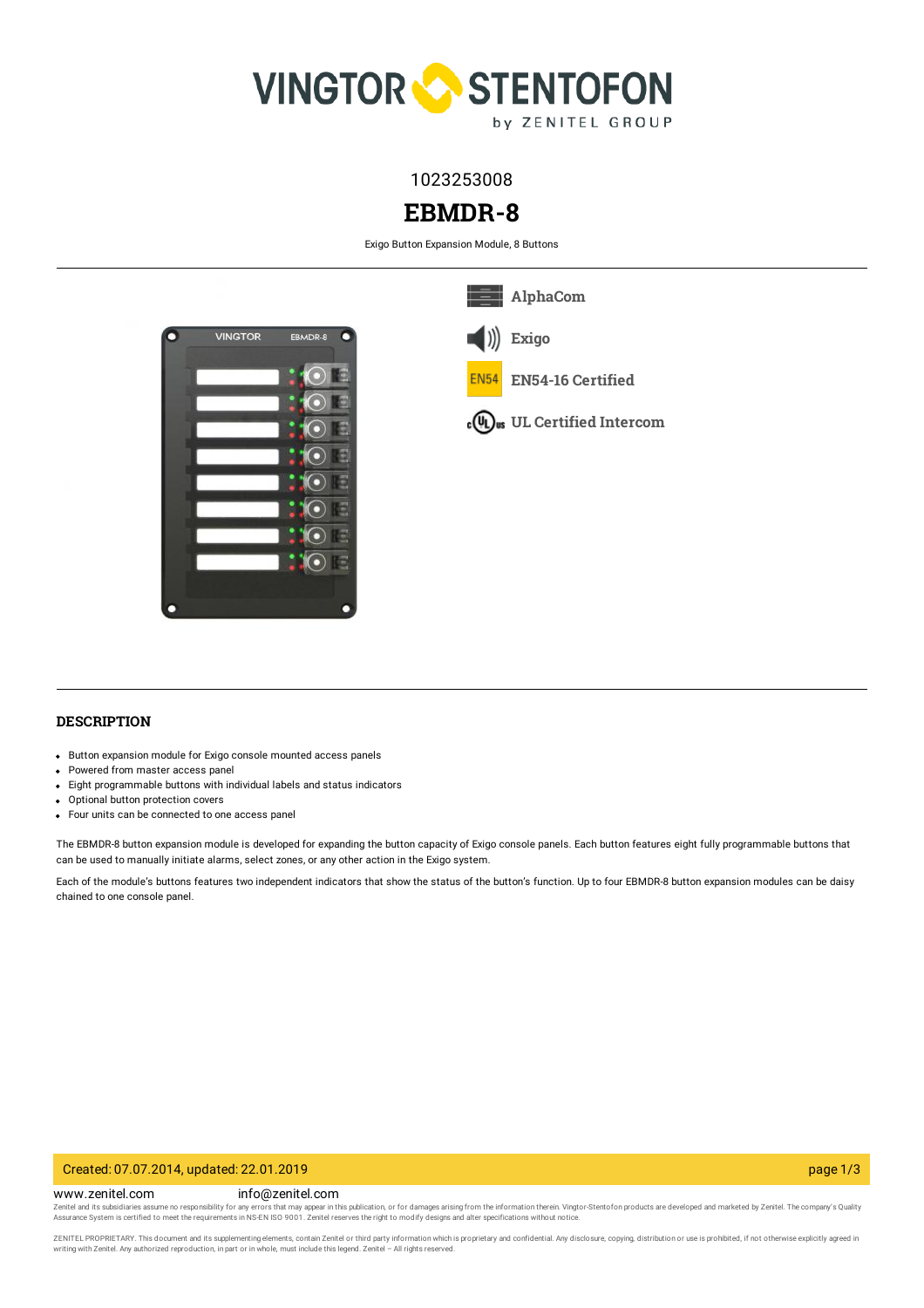1023253008

# EBMDR-8

Exigo Button Expansion Module, 8 Buttons

AlphaCom

Exigo

EN54-16 Certified

UL Certified Intercom

## DESCRIPTION

- Button expansion module for Exigo console mounted access panels
- Powered from master access panel
- Eight programmable buttons with individual labels and status indicators
- Optional button protection covers
- Four units can be connected to one access panel

The EBMDR-8 button expansion module is developed for expanding the button capacity of Exigo console panels. Each button features eight fully programmable buttons that can be used to manually initiate alarms, select zones, or any other action in the Exigo system.

Each of the module's buttons features two independent indicators that show the status of the button's function. Up to four EBMDR-8 button expansion modules can be daisy chained to one console panel.

Created: 07.07.2014, updated: 22.01.2019

www.zenitel.com info@zenitel.com

Zenitel and its subsidiaries assume no responsibility for any errors that may appear in this publication, or for damages arising from the information therein. Vingtor-Stentofon products are developed and marketed by Zenitel. The company's Quality Assurance System is certified to meet the requirements in NS-EN ISO 9001. Zenitel reserves the right to modify designs and alter specifications without notice.

ZENITEL PROPRIETARY. This document and its supplementing elements, contain Zenitel or third party information which is proprietary and confidential. Any disclosure, copying, distribution or use is prohibited, if not otherwise explicitly agreed in writing with Zenitel. Any authorized reproduction, in part or in whole, must include this legend. Zenitel – All rights reserved.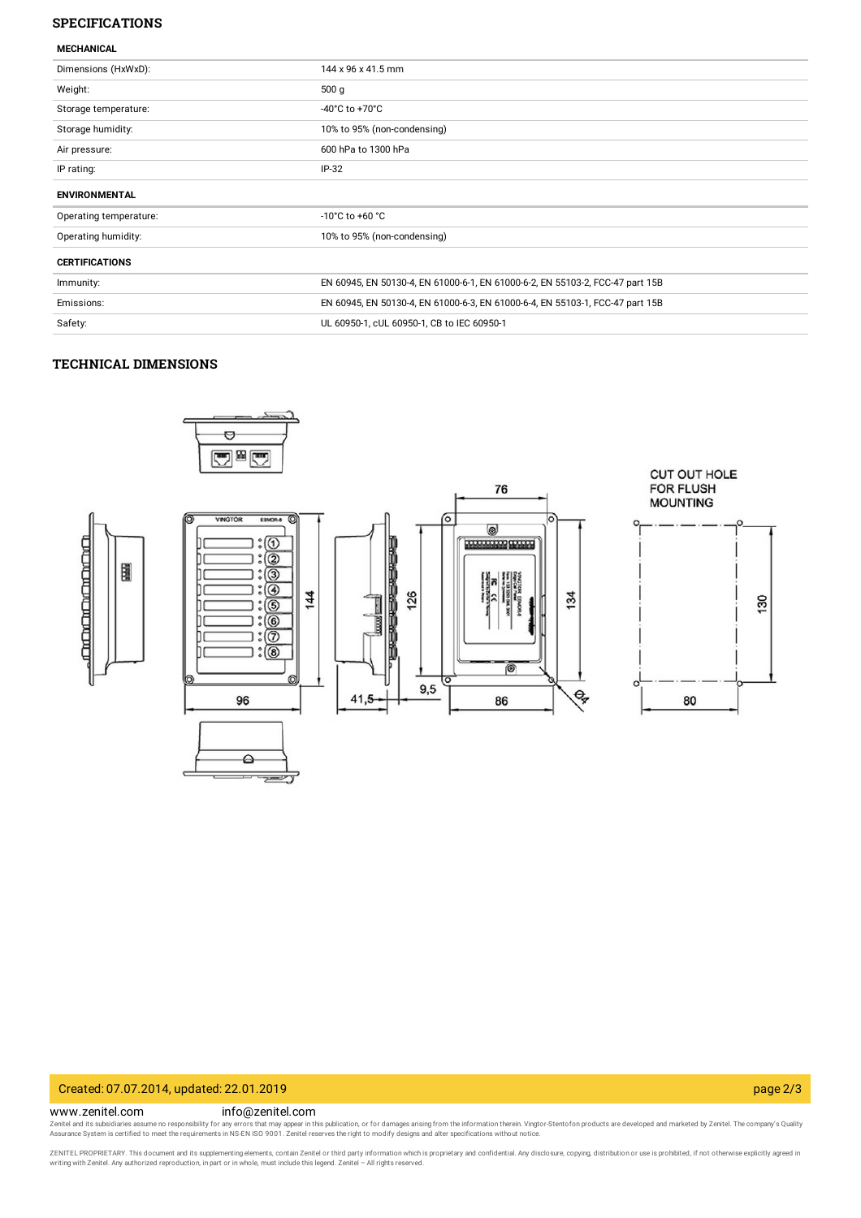## SPECIFICATIONS

| | |
|---|---|
| **MECHANICAL** | |
| Dimensions (HxWxD): | 144 x 96 x 41.5 mm |
| Weight: | 500 g |
| Storage temperature: | -40°C to +70°C |
| Storage humidity: | 10% to 95% (non-condensing) |
| Air pressure: | 600 hPa to 1300 hPa |
| IP rating: | IP-32 |
| **ENVIRONMENTAL** | |
| Operating temperature: | -10°C to +60 °C |
| Operating humidity: | 10% to 95% (non-condensing) |
| **CERTIFICATIONS** | |
| Immunity: | EN 60945, EN 50130-4, EN 61000-6-1, EN 61000-6-2, EN 55103-2, FCC-47 part 15B |
| Emissions: | EN 60945, EN 50130-4, EN 61000-6-3, EN 61000-6-4, EN 55103-1, FCC-47 part 15B |
| Safety: | UL 60950-1, cUL 60950-1, CB to IEC 60950-1 |

## TECHNICAL DIMENSIONS

CUT OUT HOLE FOR FLUSH MOUNTING

144

96

41,5

126

9,5

76

86

134

Ø4

130

80

Created: 07.07.2014, updated: 22.01.2019

www.zenitel.com info@zenitel.com

Zenitel and its subsidiaries assume no responsibility for any errors that may appear in this publication, or for damages arising from the information therein. Vingtor-Stentofon products are developed and marketed by Zenitel. The company's Quality Assurance System is certified to meet the requirements in NS-EN ISO 9001. Zenitel reserves the right to modify designs and alter specifications without notice.

ZENITEL PROPRIETARY. This document and its supplementing elements, contain Zenitel or third party information which is proprietary and confidential. Any disclosure, copying, distribution or use is prohibited, if not otherwise explicitly agreed in writing with Zenitel. Any authorized reproduction, in part or in whole, must include this legend. Zenitel – All rights reserved.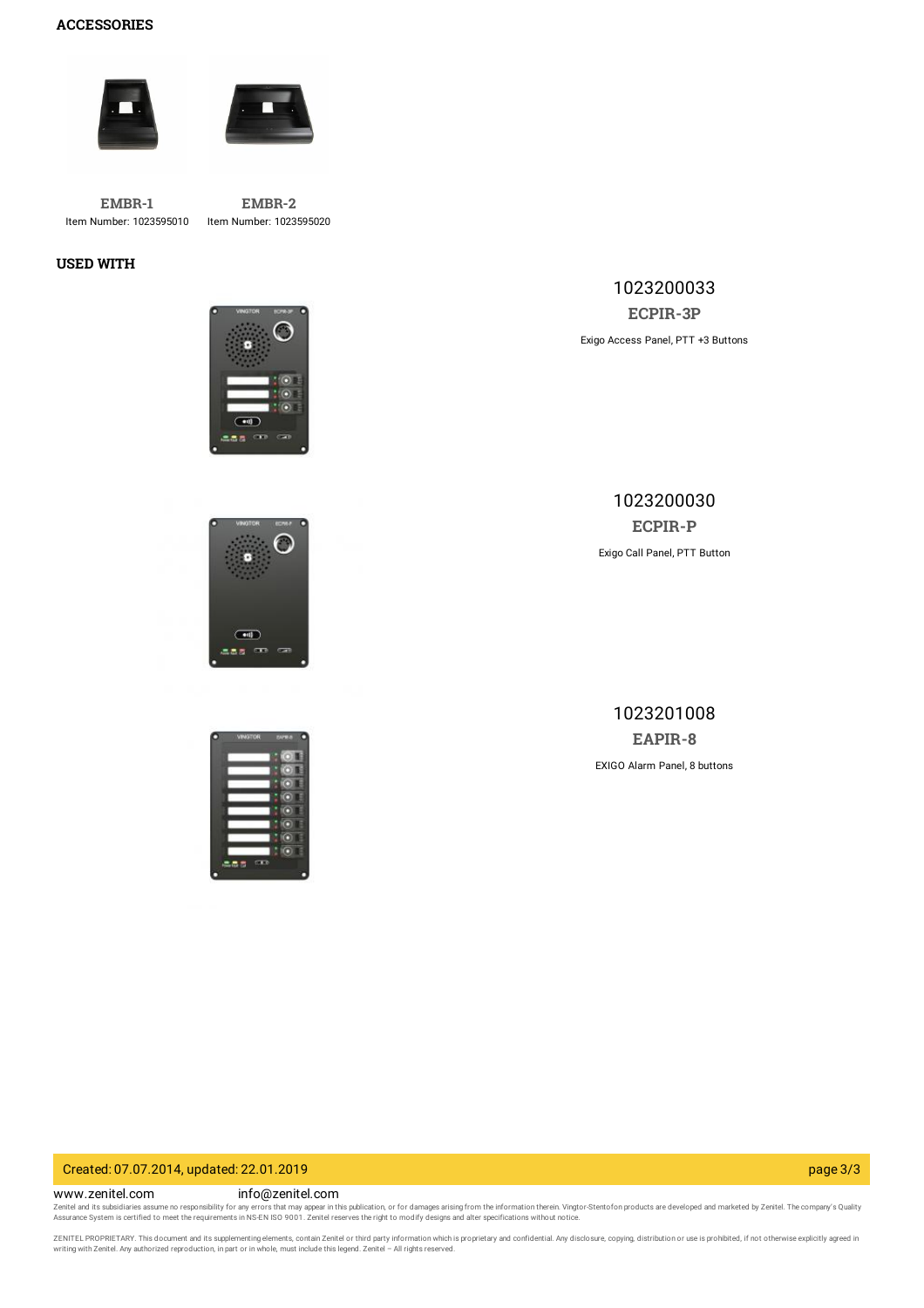## ACCESSORIES

**EMBR-1**
Item Number: 1023595010

**EMBR-2**
Item Number: 1023595020

## USED WITH

1023200033
**ECPIR-3P**
Exigo Access Panel, PTT +3 Buttons

1023200030
**ECPIR-P**
Exigo Call Panel, PTT Button

1023201008
**EAPIR-8**
EXIGO Alarm Panel, 8 buttons

Created: 07.07.2014, updated: 22.01.2019

www.zenitel.com info@zenitel.com

Zenitel and its subsidiaries assume no responsibility for any errors that may appear in this publication, or for damages arising from the information therein. Vingtor-Stentofon products are developed and marketed by Zenitel. The company's Quality Assurance System is certified to meet the requirements in NS-EN ISO 9001. Zenitel reserves the right to modify designs and alter specifications without notice.

ZENITEL PROPRIETARY. This document and its supplementing elements, contain Zenitel or third party information which is proprietary and confidential. Any disclosure, copying, distribution or use is prohibited, if not otherwise explicitly agreed in writing with Zenitel. Any authorized reproduction, in part or in whole, must include this legend. Zenitel – All rights reserved.